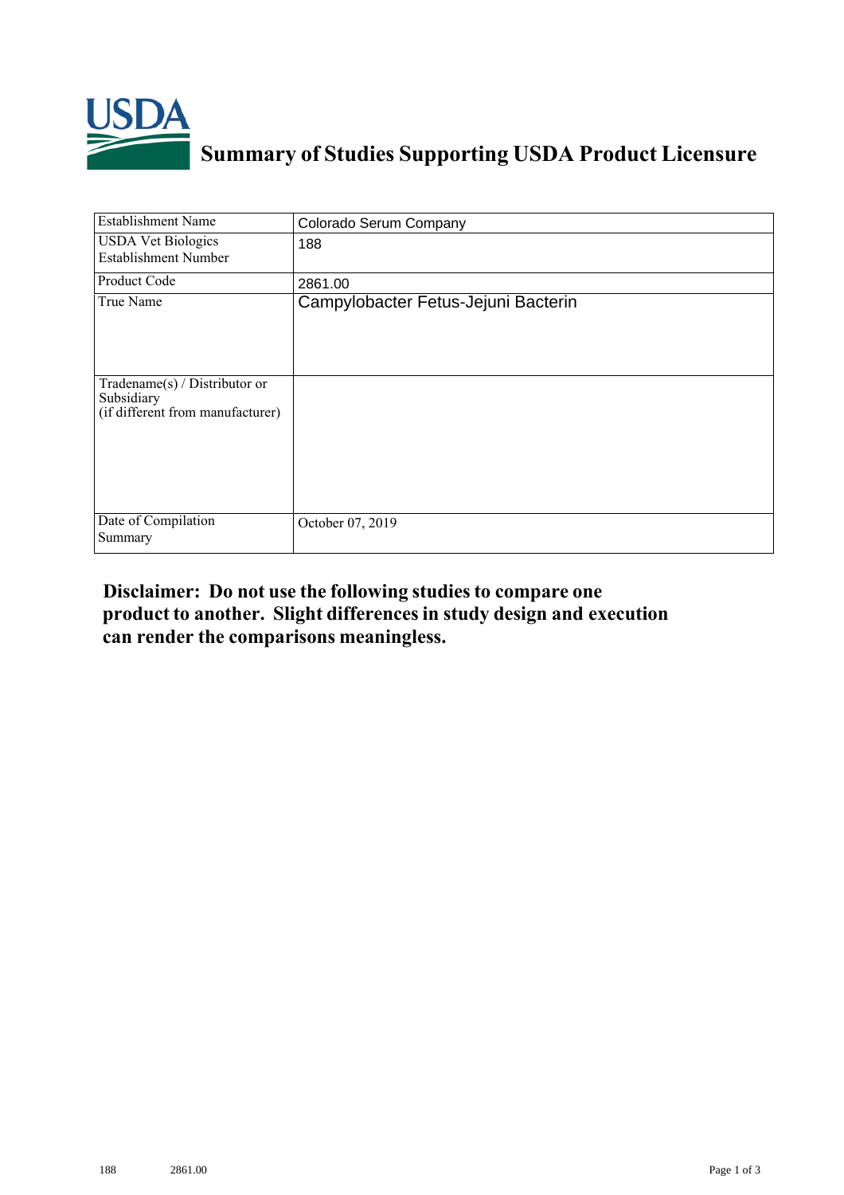# Summary of Studies Supporting USDA Product Licensure

| Establishment Name | Colorado Serum Company |
|---|---|
| USDA Vet Biologics Establishment Number | 188 |
| Product Code | 2861.00 |
| True Name | Campylobacter Fetus-Jejuni Bacterin |
| Tradename(s) / Distributor or Subsidiary (if different from manufacturer) | |
| Date of Compilation Summary | October 07, 2019 |

**Disclaimer: Do not use the following studies to compare one product to another. Slight differences in study design and execution can render the comparisons meaningless.**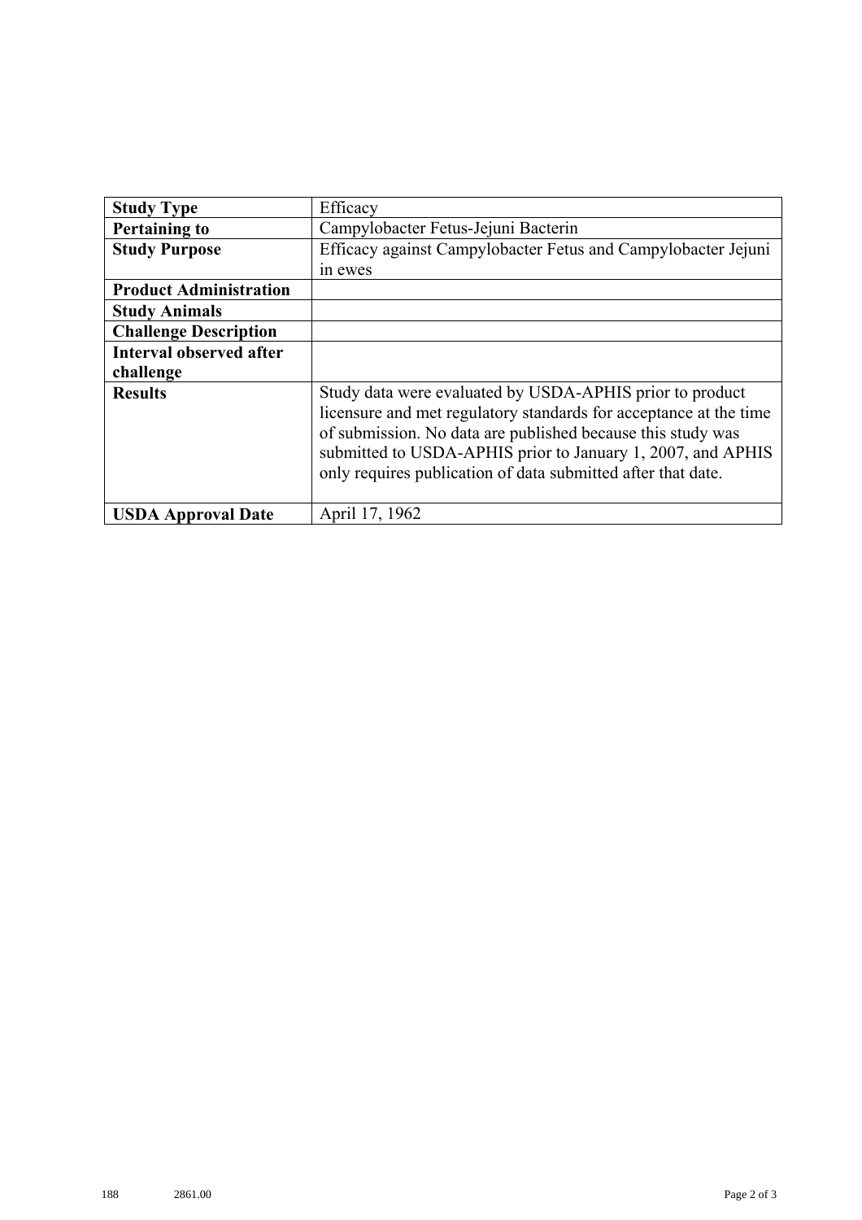| Study Type | Efficacy |
| --- | --- |
| Pertaining to | Campylobacter Fetus-Jejuni Bacterin |
| Study Purpose | Efficacy against Campylobacter Fetus and Campylobacter Jejuni in ewes |
| Product Administration | |
| Study Animals | |
| Challenge Description | |
| Interval observed after challenge | |
| Results | Study data were evaluated by USDA-APHIS prior to product licensure and met regulatory standards for acceptance at the time of submission. No data are published because this study was submitted to USDA-APHIS prior to January 1, 2007, and APHIS only requires publication of data submitted after that date. |
| USDA Approval Date | April 17, 1962 |

188 2861.00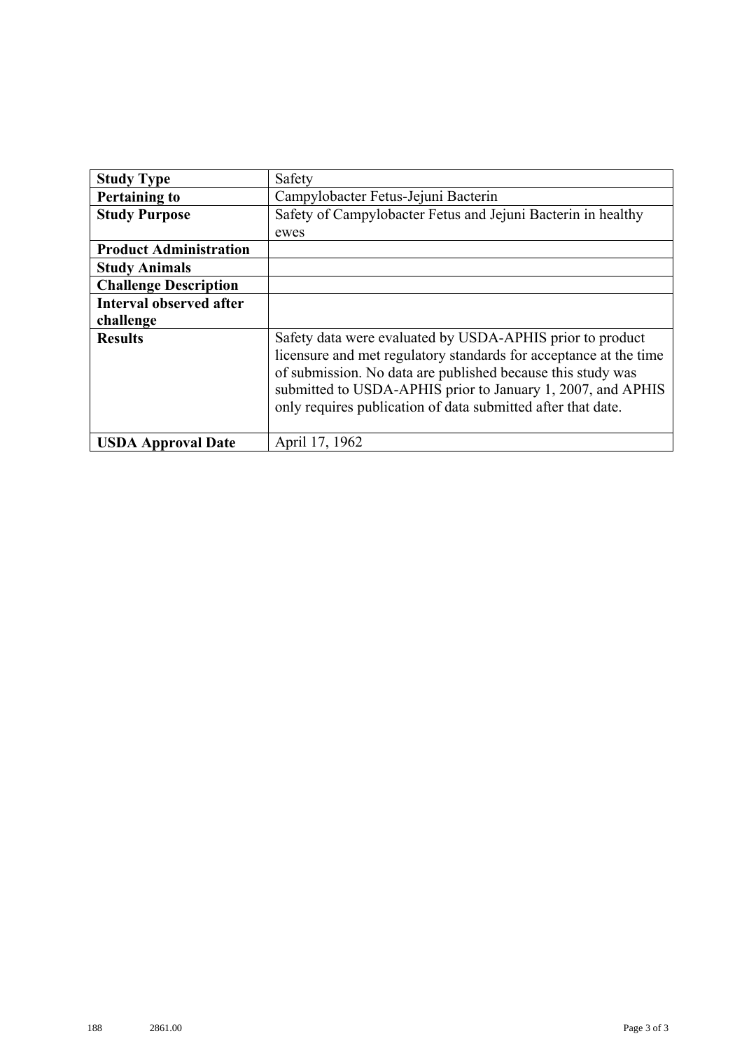| | |
|---|---|
| **Study Type** | Safety |
| **Pertaining to** | Campylobacter Fetus-Jejuni Bacterin |
| **Study Purpose** | Safety of Campylobacter Fetus and Jejuni Bacterin in healthy ewes |
| **Product Administration** | |
| **Study Animals** | |
| **Challenge Description** | |
| **Interval observed after challenge** | |
| **Results** | Safety data were evaluated by USDA-APHIS prior to product licensure and met regulatory standards for acceptance at the time of submission. No data are published because this study was submitted to USDA-APHIS prior to January 1, 2007, and APHIS only requires publication of data submitted after that date. |
| **USDA Approval Date** | April 17, 1962 |

188 2861.00